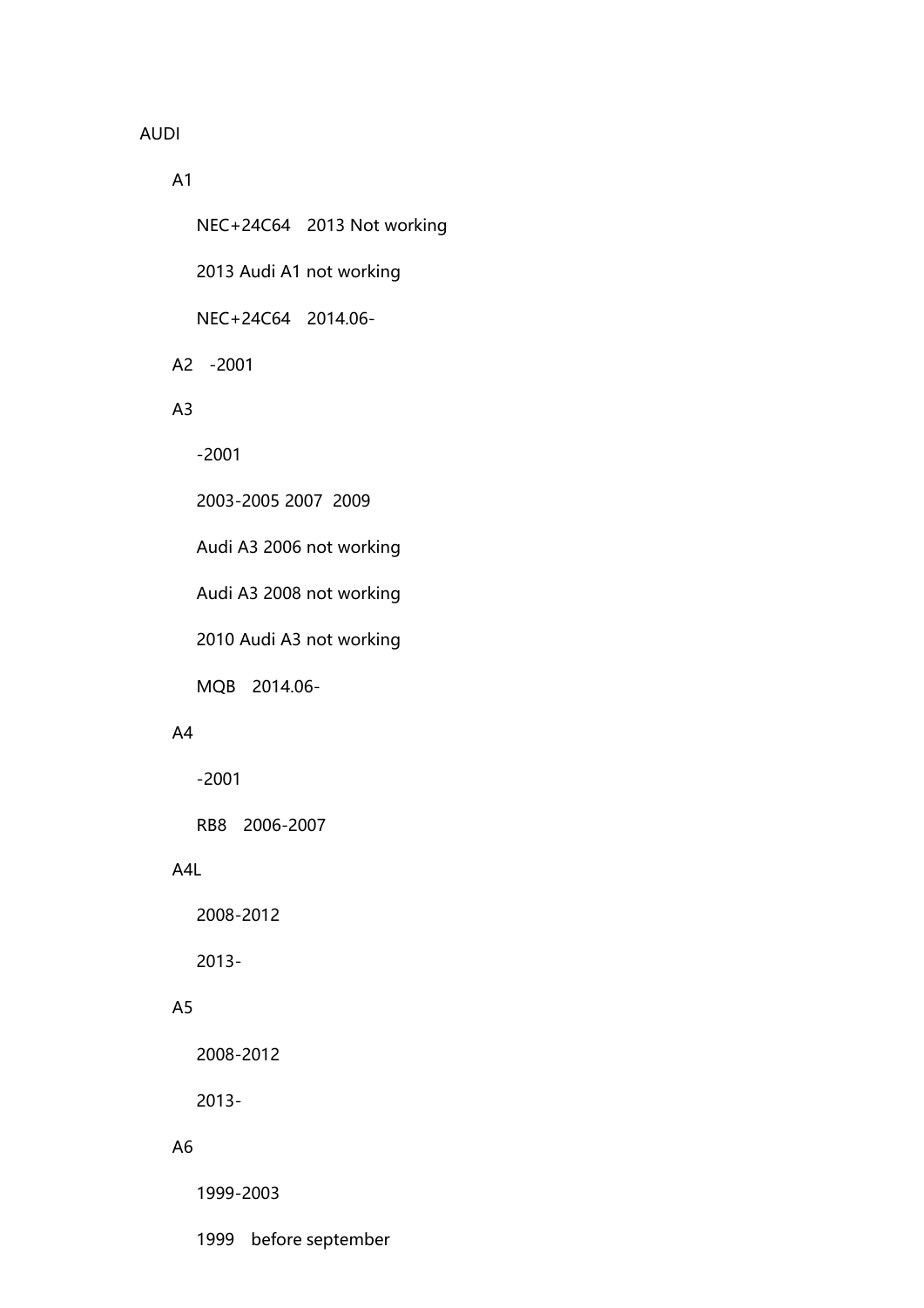AUDI

- A1
  - NEC+24C64　2013 Not working
  - 2013 Audi A1 not working
  - NEC+24C64　2014.06-
- A2　-2001
- A3
  - -2001
  - 2003-2005 2007　2009
  - Audi A3 2006 not working
  - Audi A3 2008 not working
  - 2010 Audi A3 not working
  - MQB　2014.06-
- A4
  - -2001
  - RB8　2006-2007
- A4L
  - 2008-2012
  - 2013-
- A5
  - 2008-2012
  - 2013-
- A6
  - 1999-2003
  - 1999　before september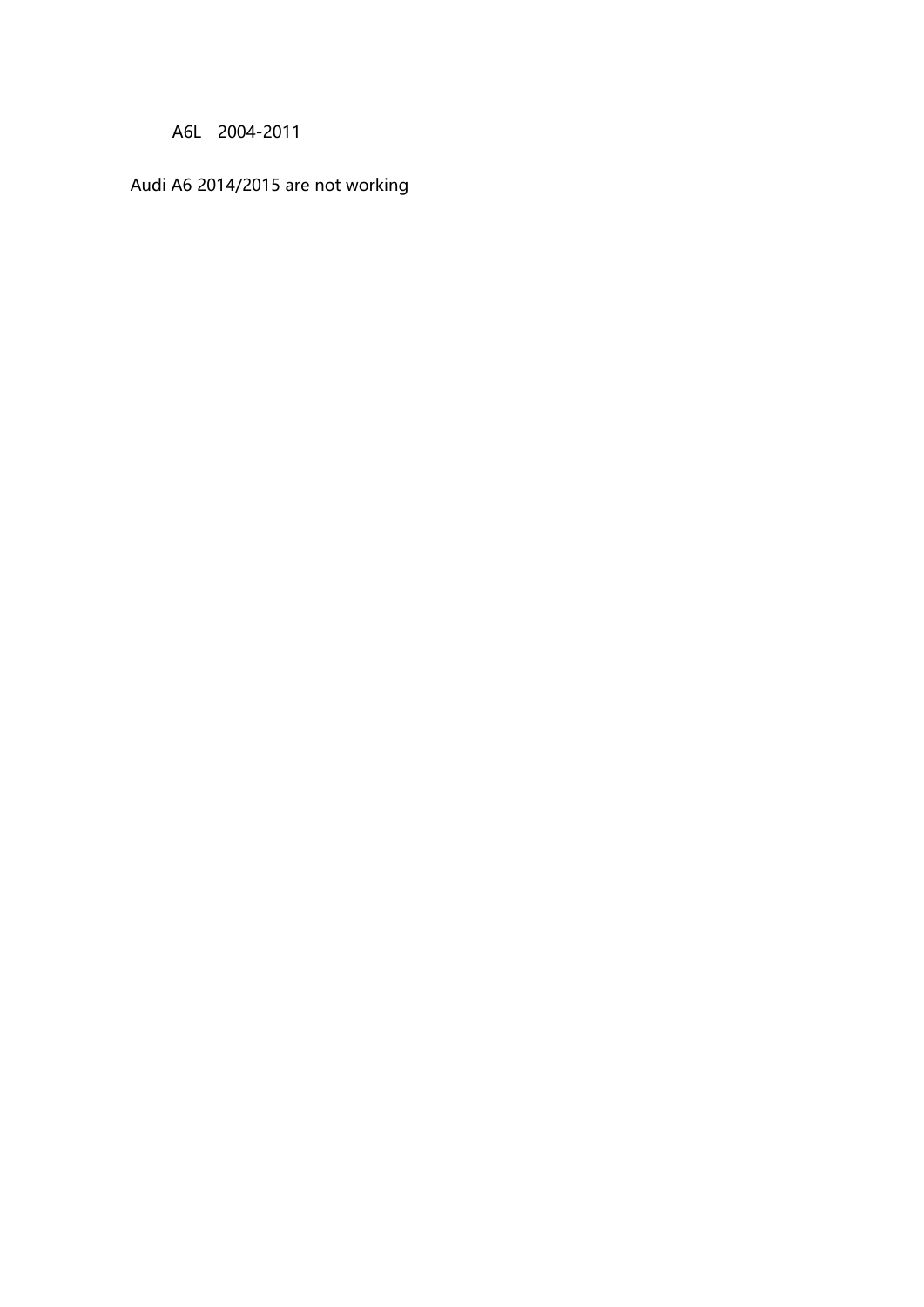A6L　2004-2011

Audi A6 2014/2015 are not working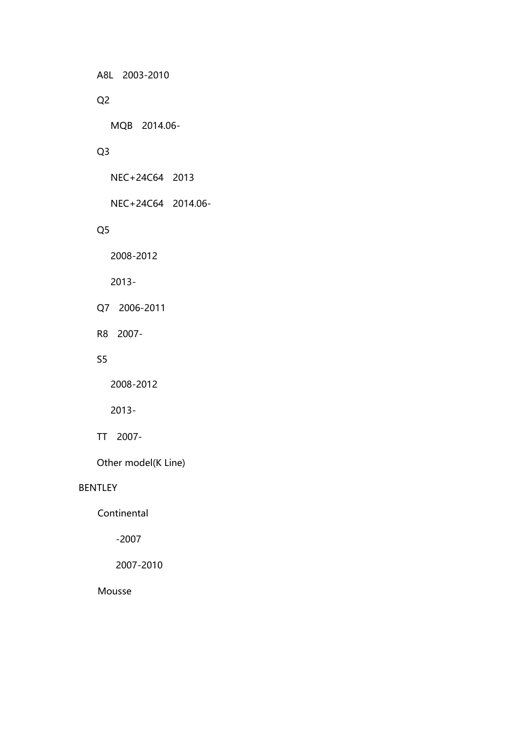- A8L 2003-2010
- Q2
  - MQB 2014.06-
- Q3
  - NEC+24C64 2013
  - NEC+24C64 2014.06-
- Q5
  - 2008-2012
  - 2013-
- Q7 2006-2011
- R8 2007-
- S5
  - 2008-2012
  - 2013-
- TT 2007-
- Other model(K Line)

BENTLEY

- Continental
  - -2007
  - 2007-2010
- Mousse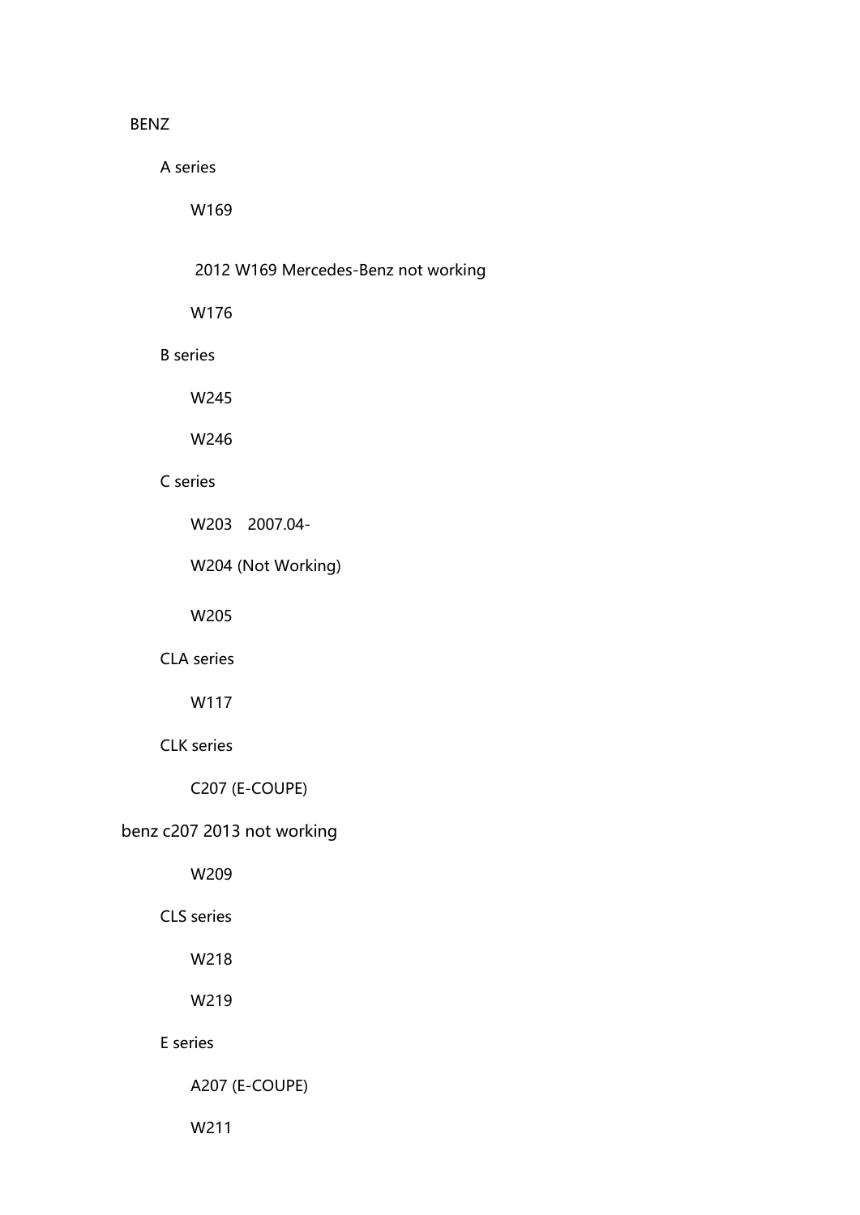BENZ

- A series
  - W169
    - 2012 W169 Mercedes-Benz not working
  - W176
- B series
  - W245
  - W246
- C series
  - W203 2007.04-
  - W204 (Not Working)
  - W205
- CLA series
  - W117
- CLK series
  - C207 (E-COUPE)

benz c207 2013 not working

  - W209
- CLS series
  - W218
  - W219
- E series
  - A207 (E-COUPE)
  - W211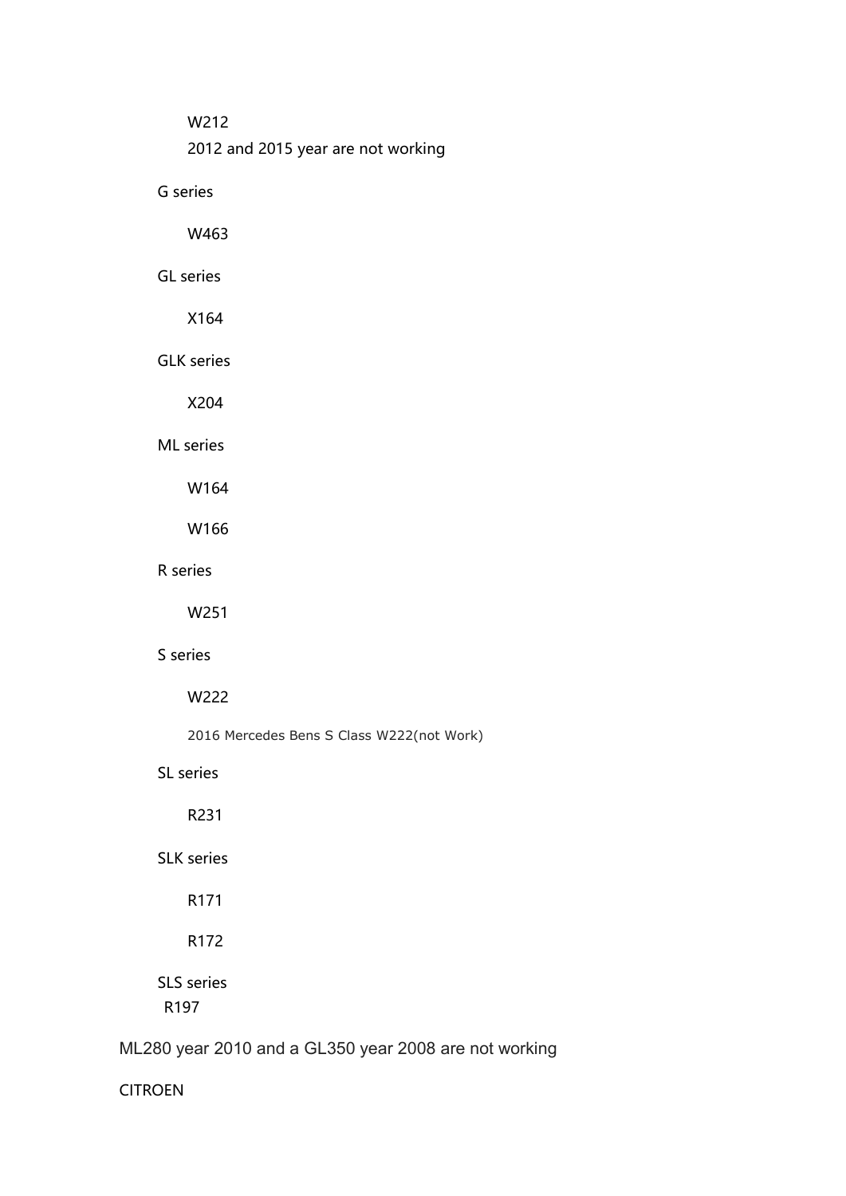- W212
  - 2012 and 2015 year are not working
- G series
  - W463
- GL series
  - X164
- GLK series
  - X204
- ML series
  - W164
  - W166
- R series
  - W251
- S series
  - W222
  - 2016 Mercedes Bens S Class W222(not Work)
- SL series
  - R231
- SLK series
  - R171
  - R172
- SLS series
  - R197

ML280 year 2010 and a GL350 year 2008 are not working

CITROEN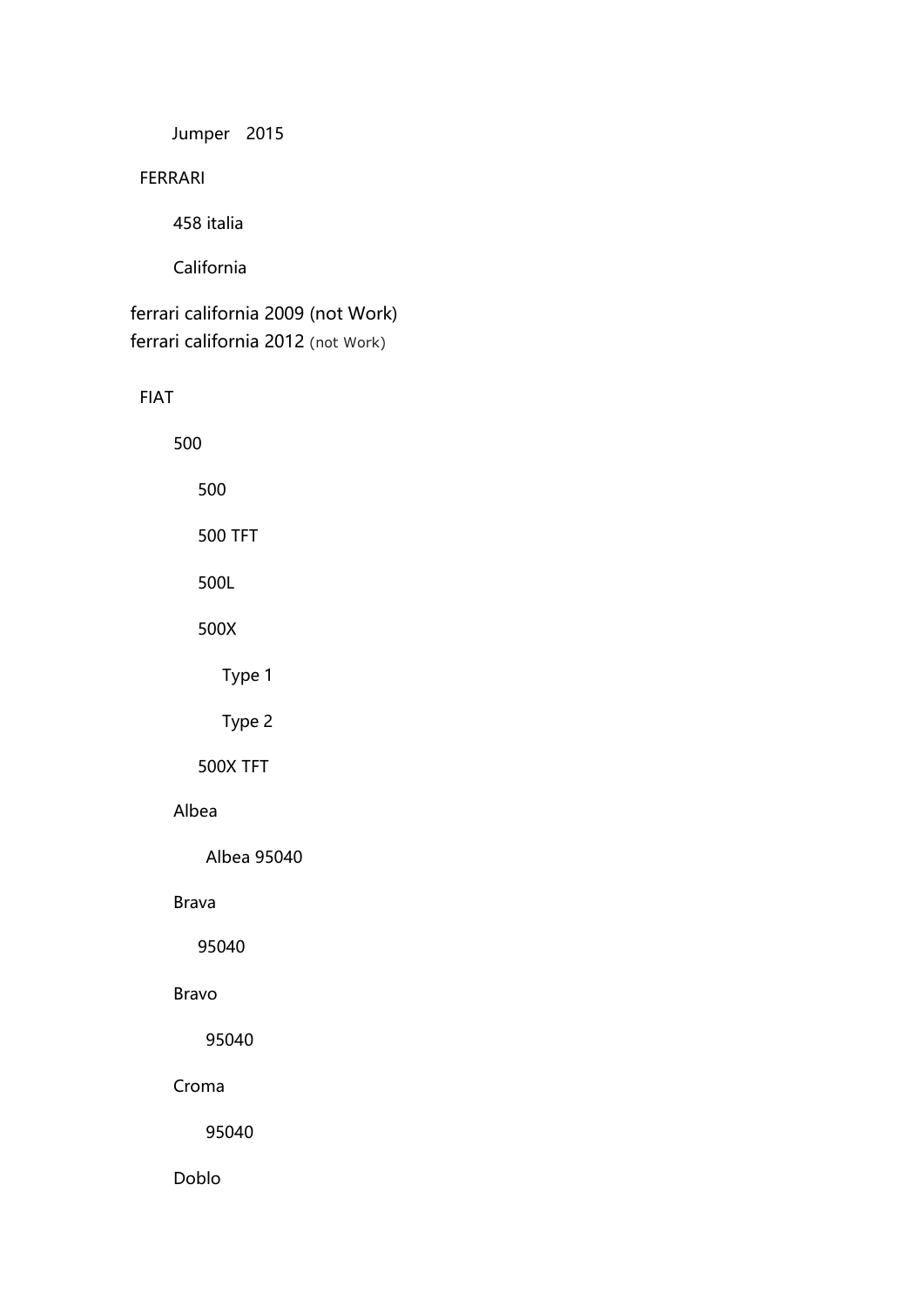Jumper 2015

FERRARI

458 italia

California

ferrari california 2009 (not Work)
ferrari california 2012 (not Work)

FIAT

500

500

500 TFT

500L

500X

Type 1

Type 2

500X TFT

Albea

Albea 95040

Brava

95040

Bravo

95040

Croma

95040

Doblo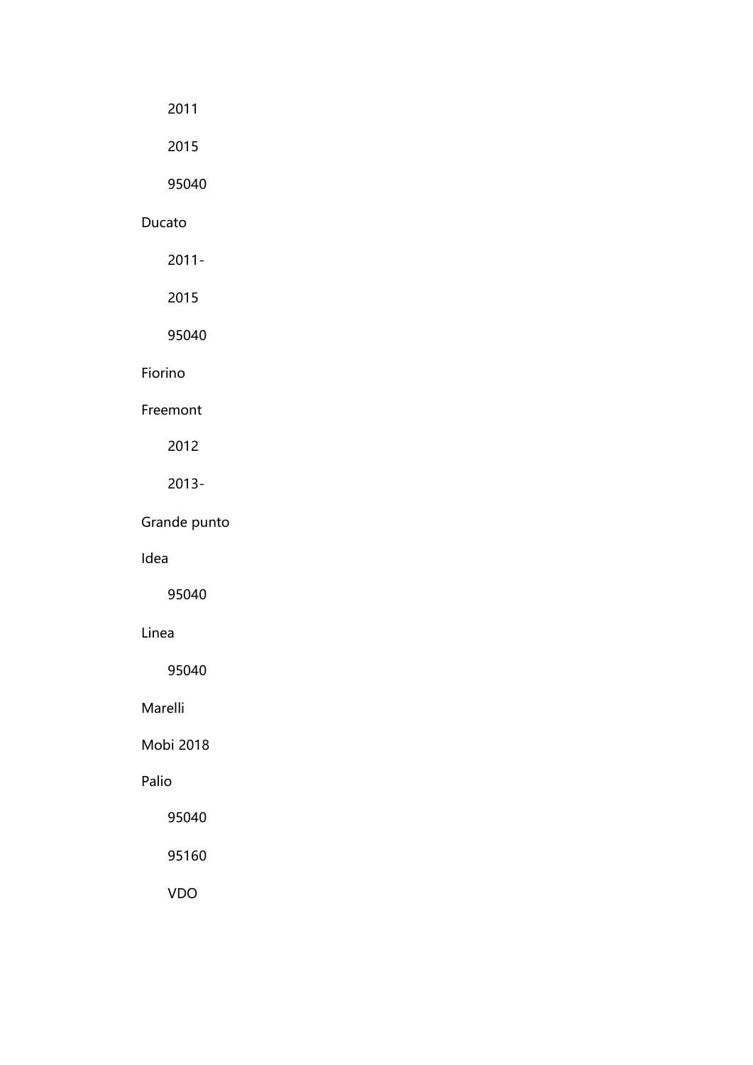- 2011
- 2015
- 95040

Ducato

- 2011-
- 2015
- 95040

Fiorino

Freemont

- 2012
- 2013-

Grande punto

Idea

- 95040

Linea

- 95040

Marelli

Mobi 2018

Palio

- 95040
- 95160
- VDO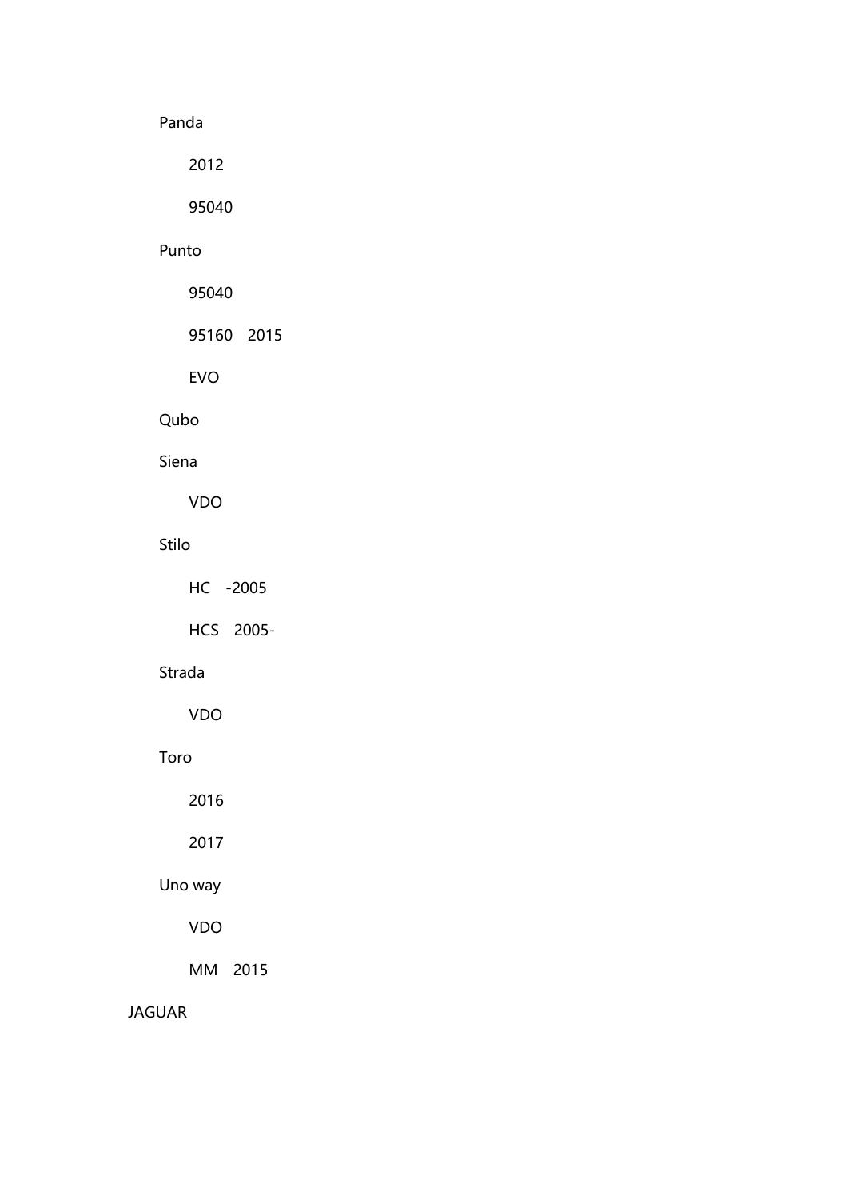- Panda
  - 2012
  - 95040
- Punto
  - 95040
  - 95160 2015
  - EVO
- Qubo
- Siena
  - VDO
- Stilo
  - HC -2005
  - HCS 2005-
- Strada
  - VDO
- Toro
  - 2016
  - 2017
- Uno way
  - VDO
  - MM 2015

JAGUAR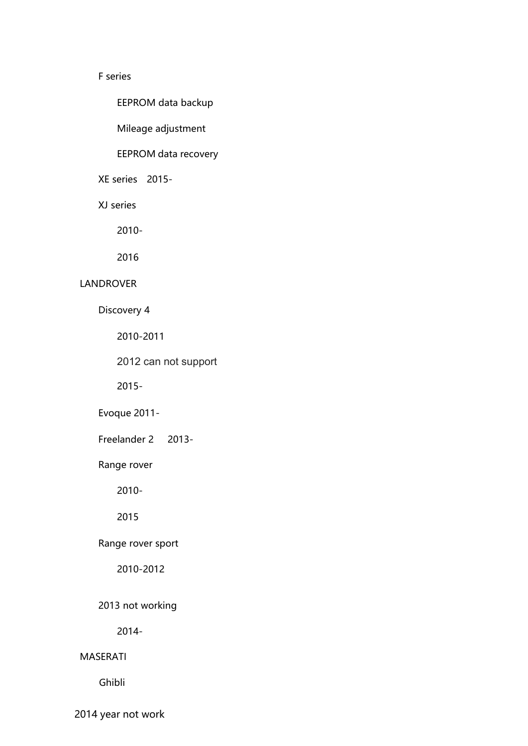- F series
  - EEPROM data backup
  - Mileage adjustment
  - EEPROM data recovery
- XE series 2015-
- XJ series
  - 2010-
  - 2016

LANDROVER

- Discovery 4
  - 2010-2011
  - 2012 can not support
  - 2015-
- Evoque 2011-
- Freelander 2 2013-
- Range rover
  - 2010-
  - 2015
- Range rover sport
  - 2010-2012
- 2013 not working
  - 2014-

MASERATI

- Ghibli

2014 year not work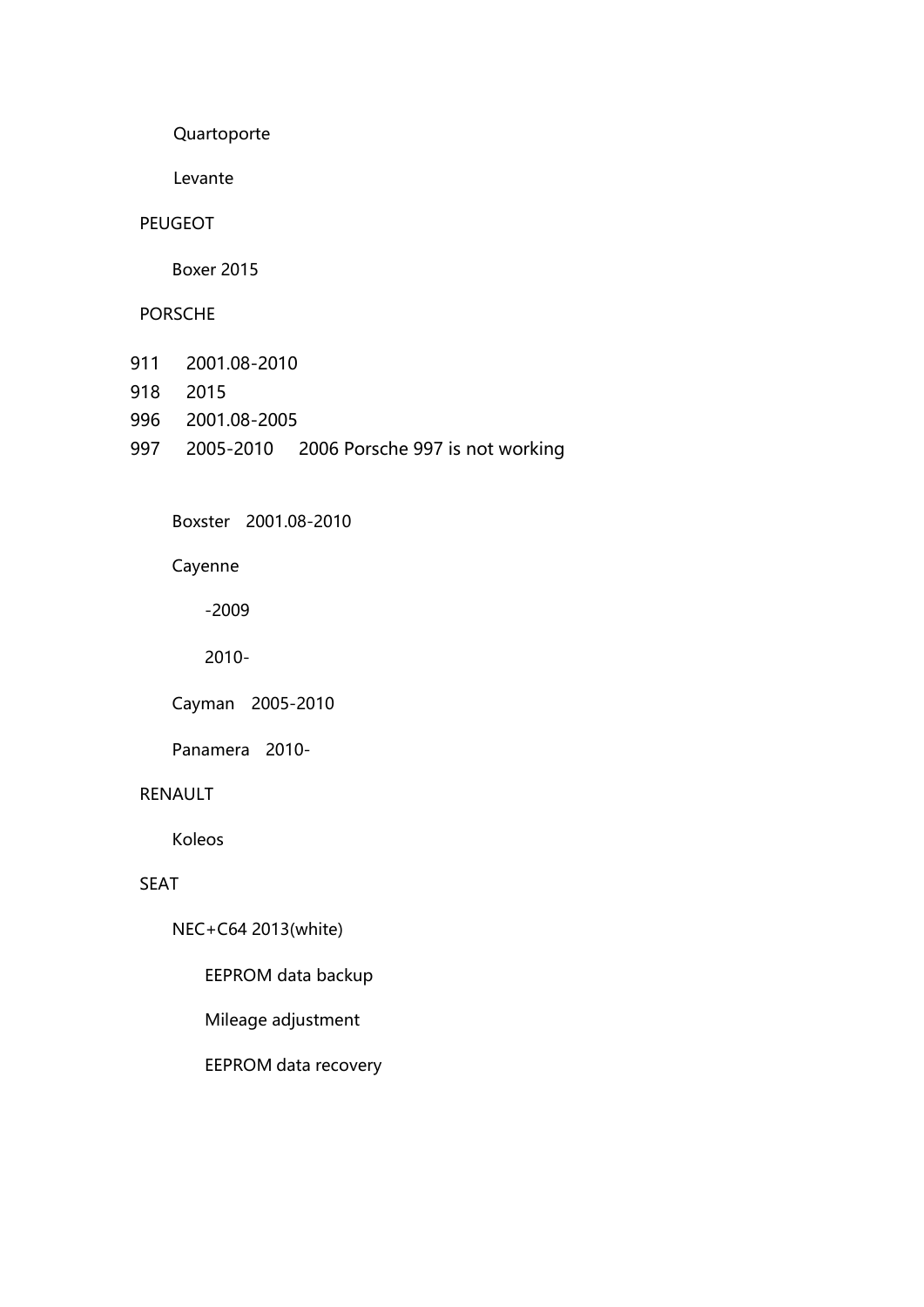Quartoporte

Levante

PEUGEOT

Boxer 2015

PORSCHE

| | | |
|---|---|---|
| 911 | 2001.08-2010 | |
| 918 | 2015 | |
| 996 | 2001.08-2005 | |
| 997 | 2005-2010 | 2006 Porsche 997 is not working |

Boxster 2001.08-2010

Cayenne

-2009

2010-

Cayman 2005-2010

Panamera 2010-

RENAULT

Koleos

SEAT

NEC+C64 2013(white)

EEPROM data backup

Mileage adjustment

EEPROM data recovery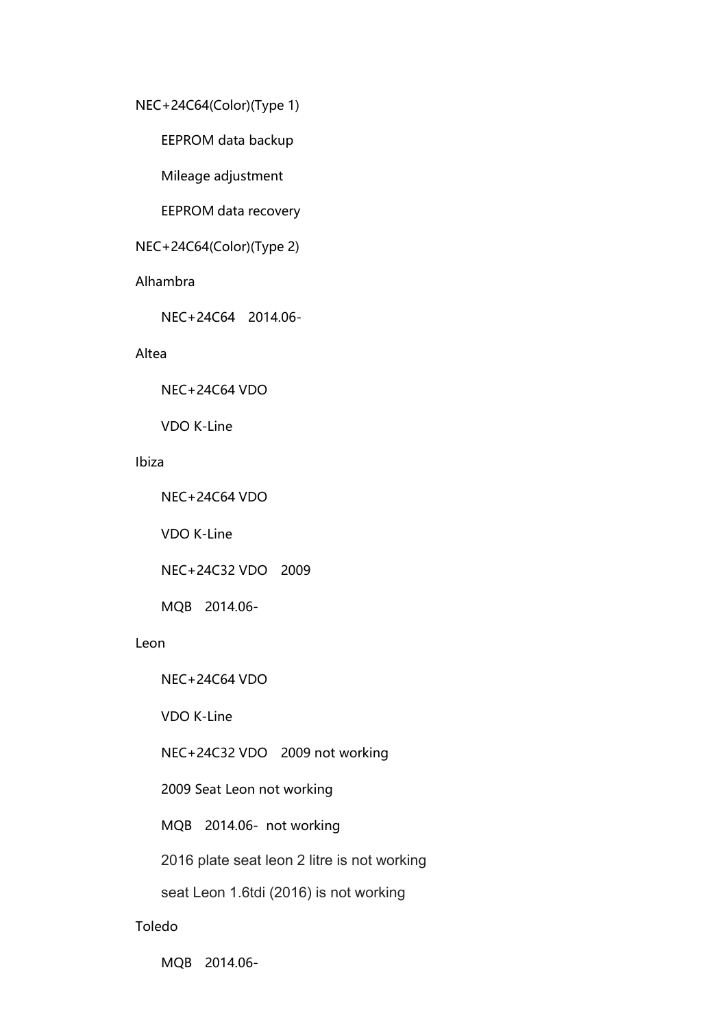NEC+24C64(Color)(Type 1)

- EEPROM data backup
- Mileage adjustment
- EEPROM data recovery

NEC+24C64(Color)(Type 2)

Alhambra

- NEC+24C64 2014.06-

Altea

- NEC+24C64 VDO
- VDO K-Line

Ibiza

- NEC+24C64 VDO
- VDO K-Line
- NEC+24C32 VDO 2009
- MQB 2014.06-

Leon

- NEC+24C64 VDO
- VDO K-Line
- NEC+24C32 VDO 2009 not working
- 2009 Seat Leon not working
- MQB 2014.06- not working
- 2016 plate seat leon 2 litre is not working
- seat Leon 1.6tdi (2016) is not working

Toledo

- MQB 2014.06-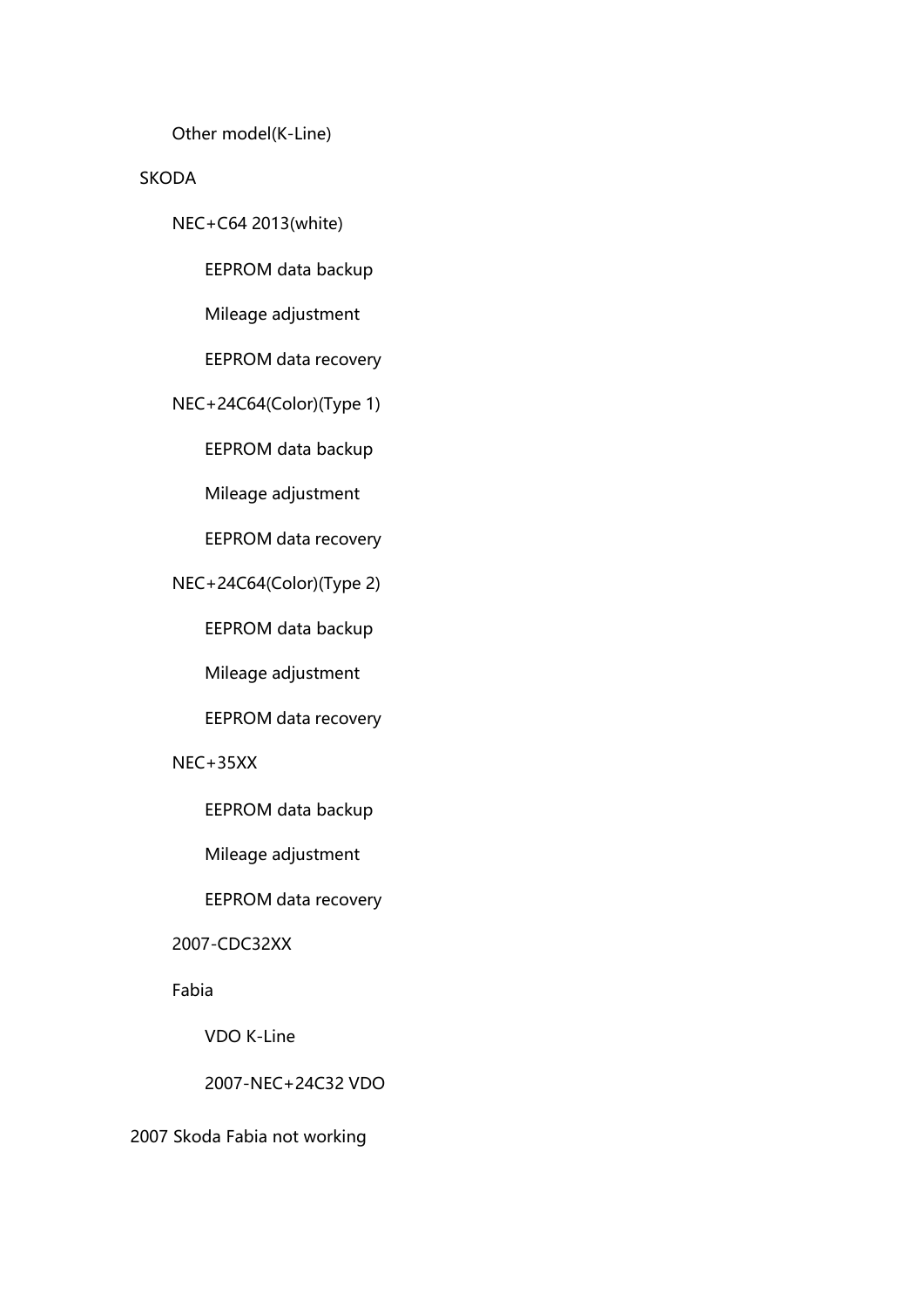- Other model(K-Line)
- SKODA
  - NEC+C64 2013(white)
    - EEPROM data backup
    - Mileage adjustment
    - EEPROM data recovery
  - NEC+24C64(Color)(Type 1)
    - EEPROM data backup
    - Mileage adjustment
    - EEPROM data recovery
  - NEC+24C64(Color)(Type 2)
    - EEPROM data backup
    - Mileage adjustment
    - EEPROM data recovery
  - NEC+35XX
    - EEPROM data backup
    - Mileage adjustment
    - EEPROM data recovery
  - 2007-CDC32XX
  - Fabia
    - VDO K-Line
    - 2007-NEC+24C32 VDO

2007 Skoda Fabia not working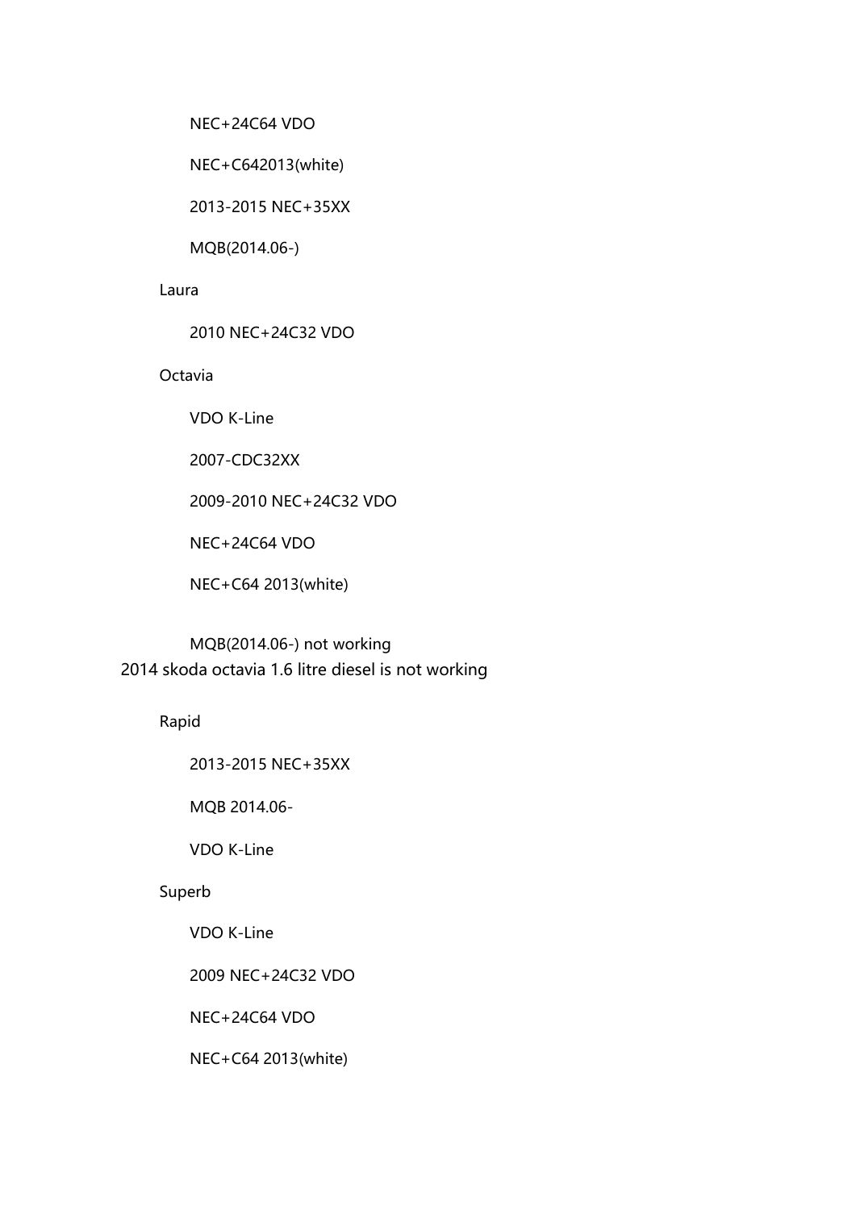- NEC+24C64 VDO
- NEC+C642013(white)
- 2013-2015 NEC+35XX
- MQB(2014.06-)

Laura

- 2010 NEC+24C32 VDO

Octavia

- VDO K-Line
- 2007-CDC32XX
- 2009-2010 NEC+24C32 VDO
- NEC+24C64 VDO
- NEC+C64 2013(white)
- MQB(2014.06-) not working

2014 skoda octavia 1.6 litre diesel is not working

Rapid

- 2013-2015 NEC+35XX
- MQB 2014.06-
- VDO K-Line

Superb

- VDO K-Line
- 2009 NEC+24C32 VDO
- NEC+24C64 VDO
- NEC+C64 2013(white)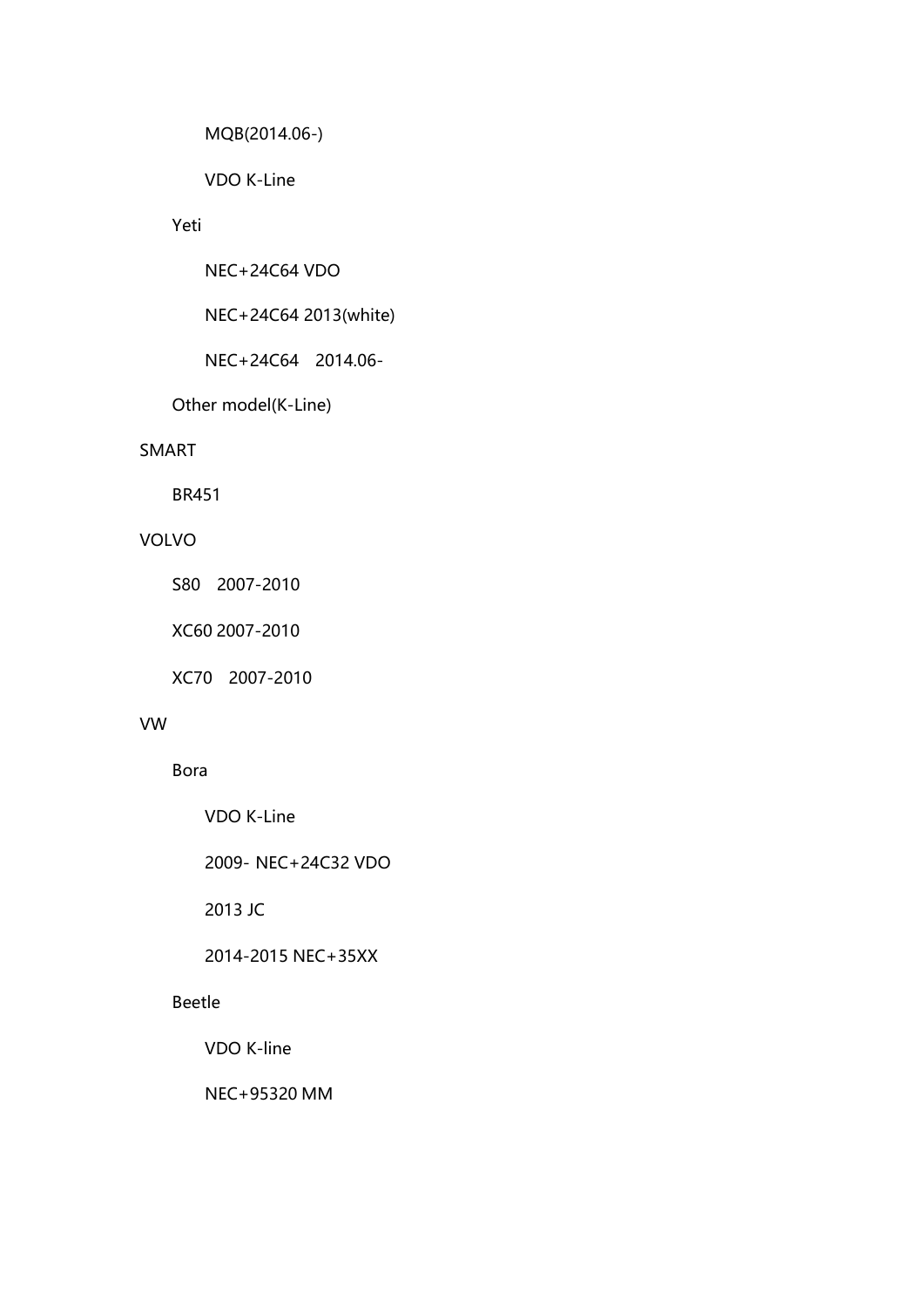- MQB(2014.06-)
        - VDO K-Line
    - Yeti
        - NEC+24C64 VDO
        - NEC+24C64 2013(white)
        - NEC+24C64    2014.06-
    - Other model(K-Line)
- SMART
    - BR451
- VOLVO
    - S80    2007-2010
    - XC60 2007-2010
    - XC70    2007-2010
- VW
    - Bora
        - VDO K-Line
        - 2009- NEC+24C32 VDO
        - 2013 JC
        - 2014-2015 NEC+35XX
    - Beetle
        - VDO K-line
        - NEC+95320 MM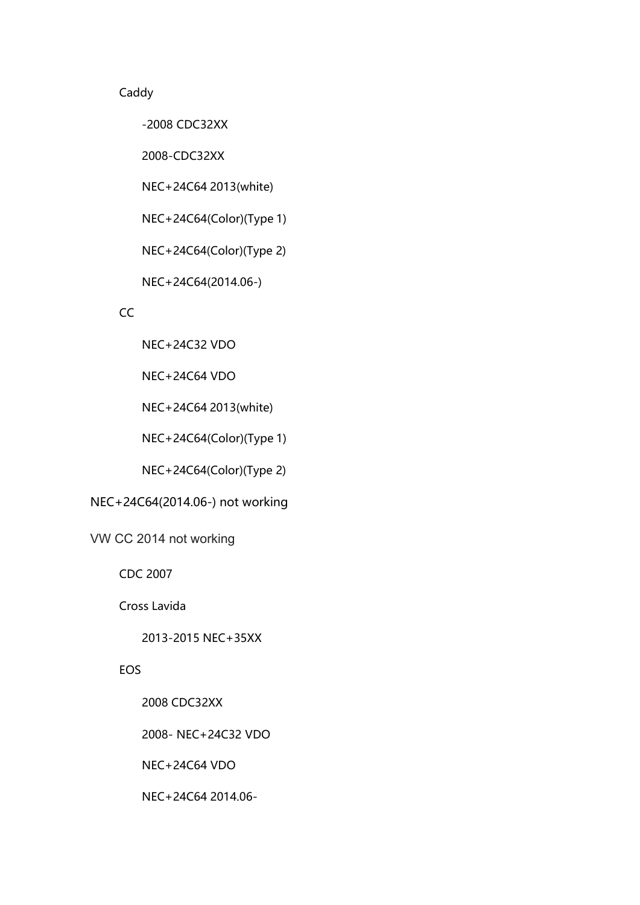- Caddy
  - -2008 CDC32XX
  - 2008-CDC32XX
  - NEC+24C64 2013(white)
  - NEC+24C64(Color)(Type 1)
  - NEC+24C64(Color)(Type 2)
  - NEC+24C64(2014.06-)
- CC
  - NEC+24C32 VDO
  - NEC+24C64 VDO
  - NEC+24C64 2013(white)
  - NEC+24C64(Color)(Type 1)
  - NEC+24C64(Color)(Type 2)

NEC+24C64(2014.06-) not working

VW CC 2014 not working

- CDC 2007
- Cross Lavida
  - 2013-2015 NEC+35XX
- EOS
  - 2008 CDC32XX
  - 2008- NEC+24C32 VDO
  - NEC+24C64 VDO
  - NEC+24C64 2014.06-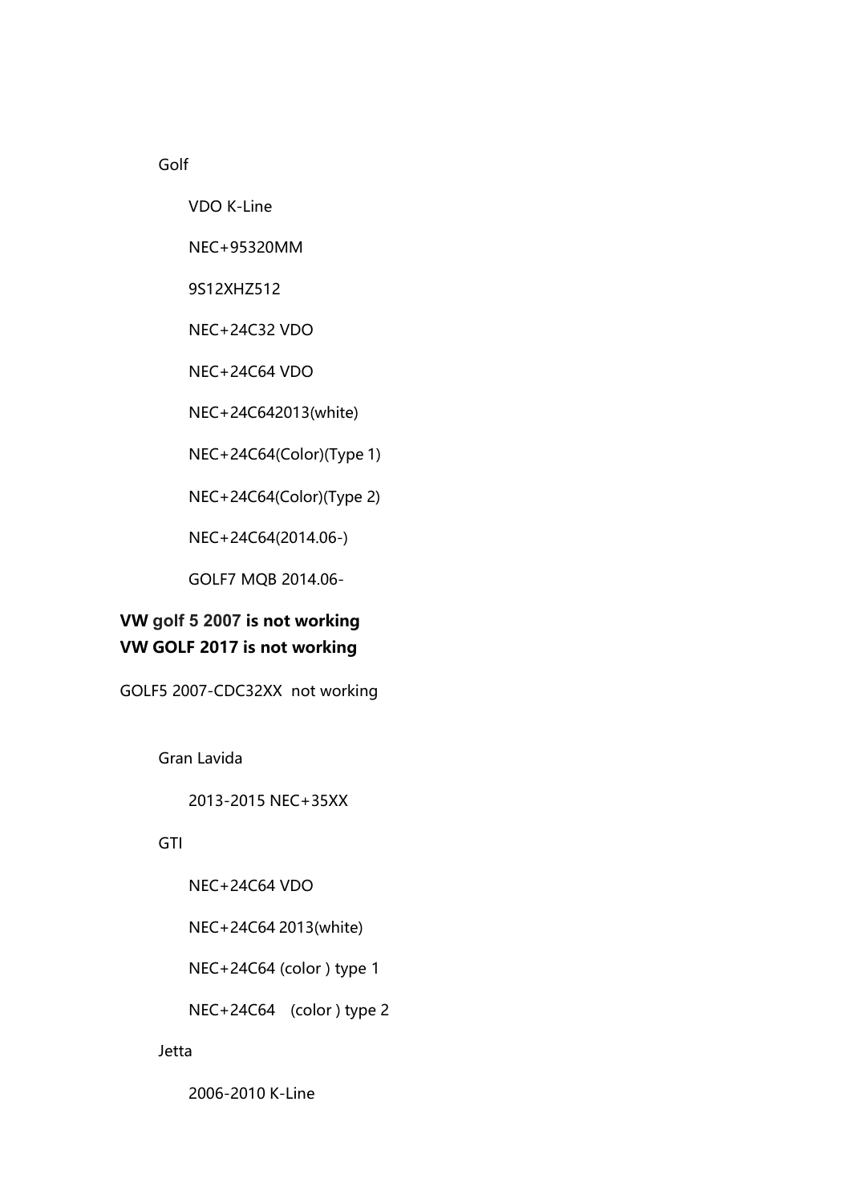- Golf
  - VDO K-Line
  - NEC+95320MM
  - 9S12XHZ512
  - NEC+24C32 VDO
  - NEC+24C64 VDO
  - NEC+24C642013(white)
  - NEC+24C64(Color)(Type 1)
  - NEC+24C64(Color)(Type 2)
  - NEC+24C64(2014.06-)
  - GOLF7 MQB 2014.06-

**VW golf 5 2007 is not working**
**VW GOLF 2017 is not working**

GOLF5 2007-CDC32XX not working

- Gran Lavida
  - 2013-2015 NEC+35XX
- GTI
  - NEC+24C64 VDO
  - NEC+24C64 2013(white)
  - NEC+24C64 (color ) type 1
  - NEC+24C64 (color ) type 2
- Jetta
  - 2006-2010 K-Line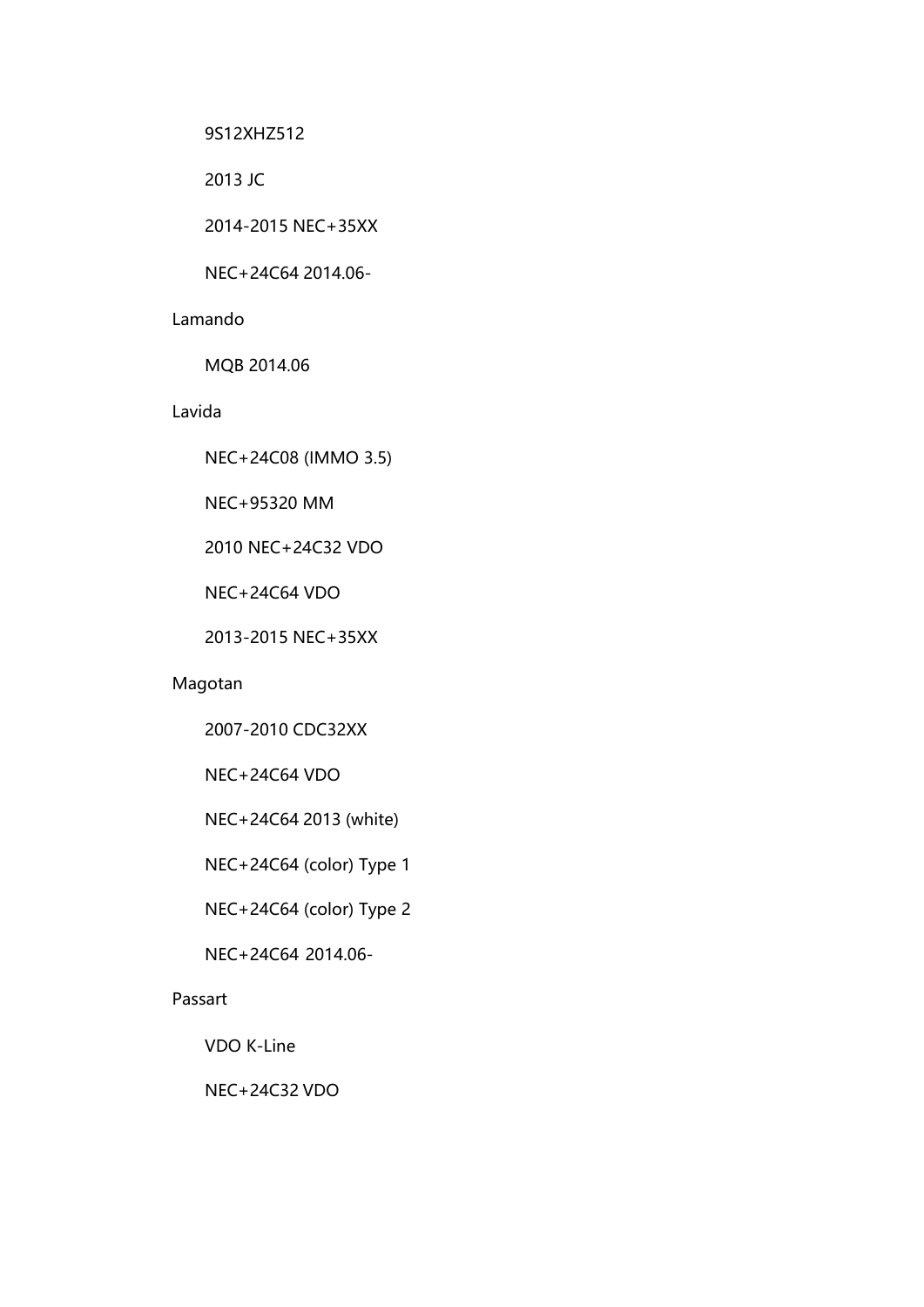9S12XHZ512

2013 JC

2014-2015 NEC+35XX

NEC+24C64 2014.06-

Lamando

MQB 2014.06

Lavida

NEC+24C08 (IMMO 3.5)

NEC+95320 MM

2010 NEC+24C32 VDO

NEC+24C64 VDO

2013-2015 NEC+35XX

Magotan

2007-2010 CDC32XX

NEC+24C64 VDO

NEC+24C64 2013 (white)

NEC+24C64 (color) Type 1

NEC+24C64 (color) Type 2

NEC+24C64 2014.06-

Passart

VDO K-Line

NEC+24C32 VDO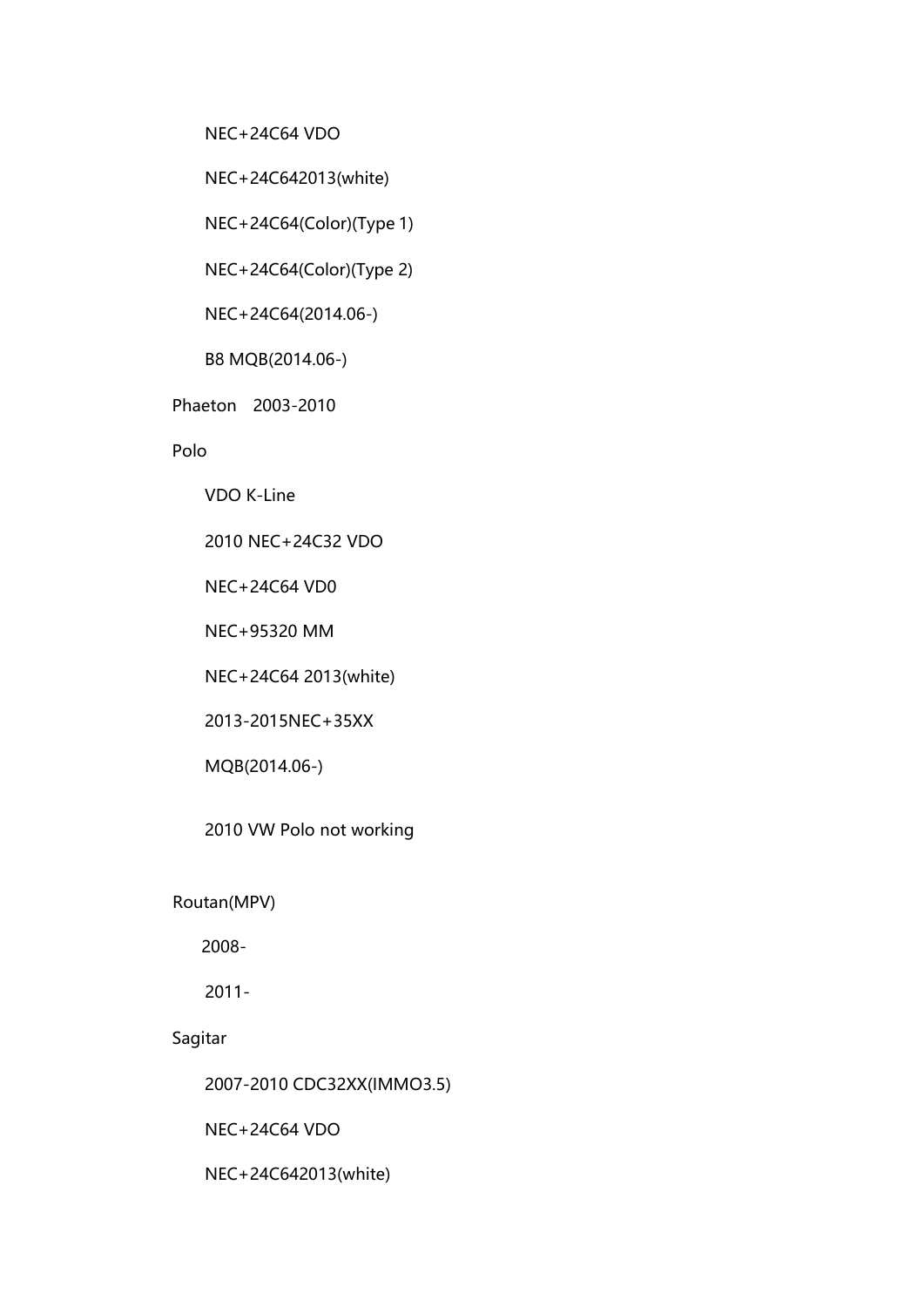- NEC+24C64 VDO
- NEC+24C642013(white)
- NEC+24C64(Color)(Type 1)
- NEC+24C64(Color)(Type 2)
- NEC+24C64(2014.06-)
- B8 MQB(2014.06-)

Phaeton 2003-2010

Polo

- VDO K-Line
- 2010 NEC+24C32 VDO
- NEC+24C64 VD0
- NEC+95320 MM
- NEC+24C64 2013(white)
- 2013-2015NEC+35XX
- MQB(2014.06-)

  2010 VW Polo not working

Routan(MPV)

- 2008-
- 2011-

Sagitar

- 2007-2010 CDC32XX(IMMO3.5)
- NEC+24C64 VDO
- NEC+24C642013(white)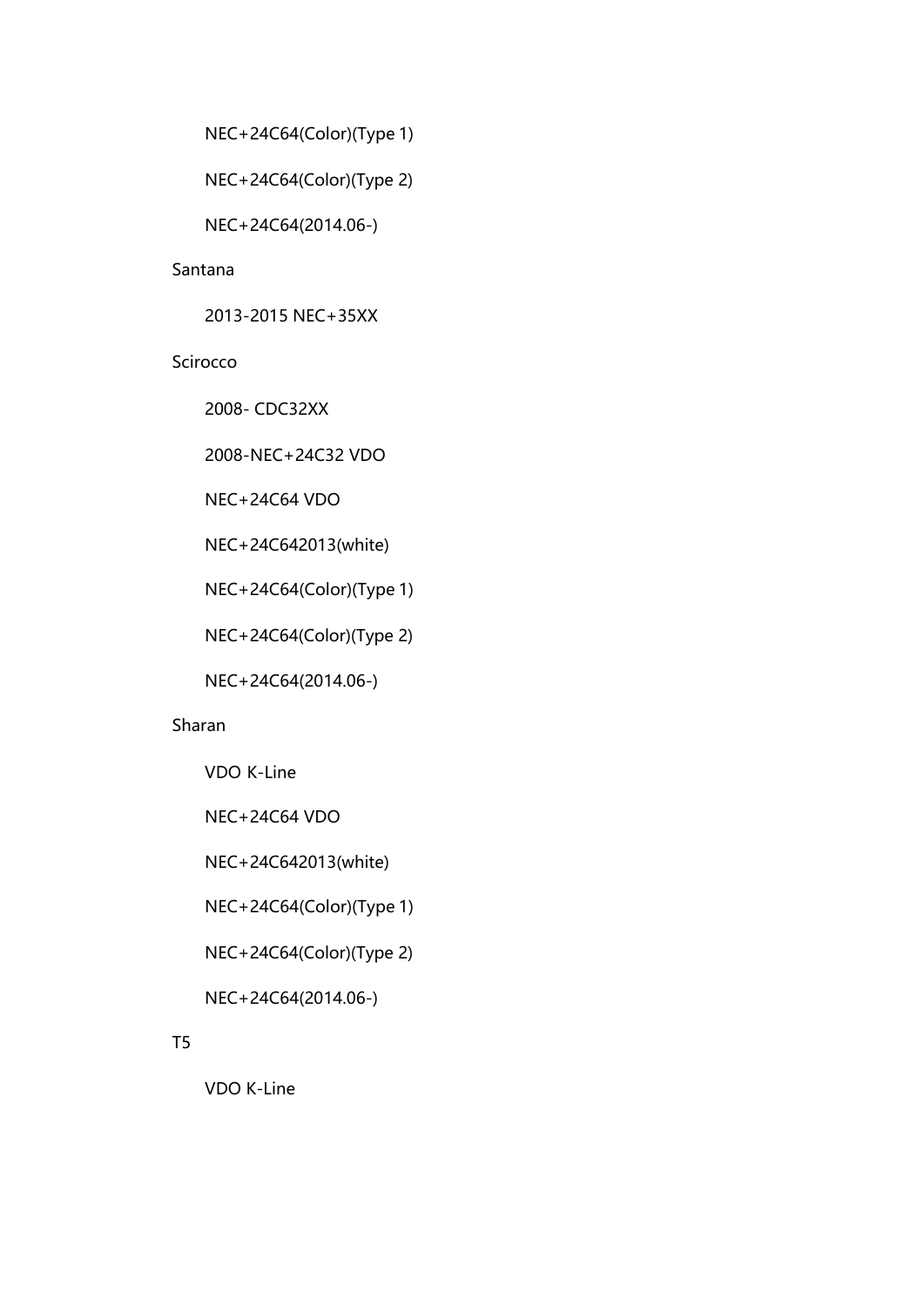NEC+24C64(Color)(Type 1)

NEC+24C64(Color)(Type 2)

NEC+24C64(2014.06-)

Santana

2013-2015 NEC+35XX

Scirocco

2008- CDC32XX

2008-NEC+24C32 VDO

NEC+24C64 VDO

NEC+24C642013(white)

NEC+24C64(Color)(Type 1)

NEC+24C64(Color)(Type 2)

NEC+24C64(2014.06-)

Sharan

VDO K-Line

NEC+24C64 VDO

NEC+24C642013(white)

NEC+24C64(Color)(Type 1)

NEC+24C64(Color)(Type 2)

NEC+24C64(2014.06-)

T5

VDO K-Line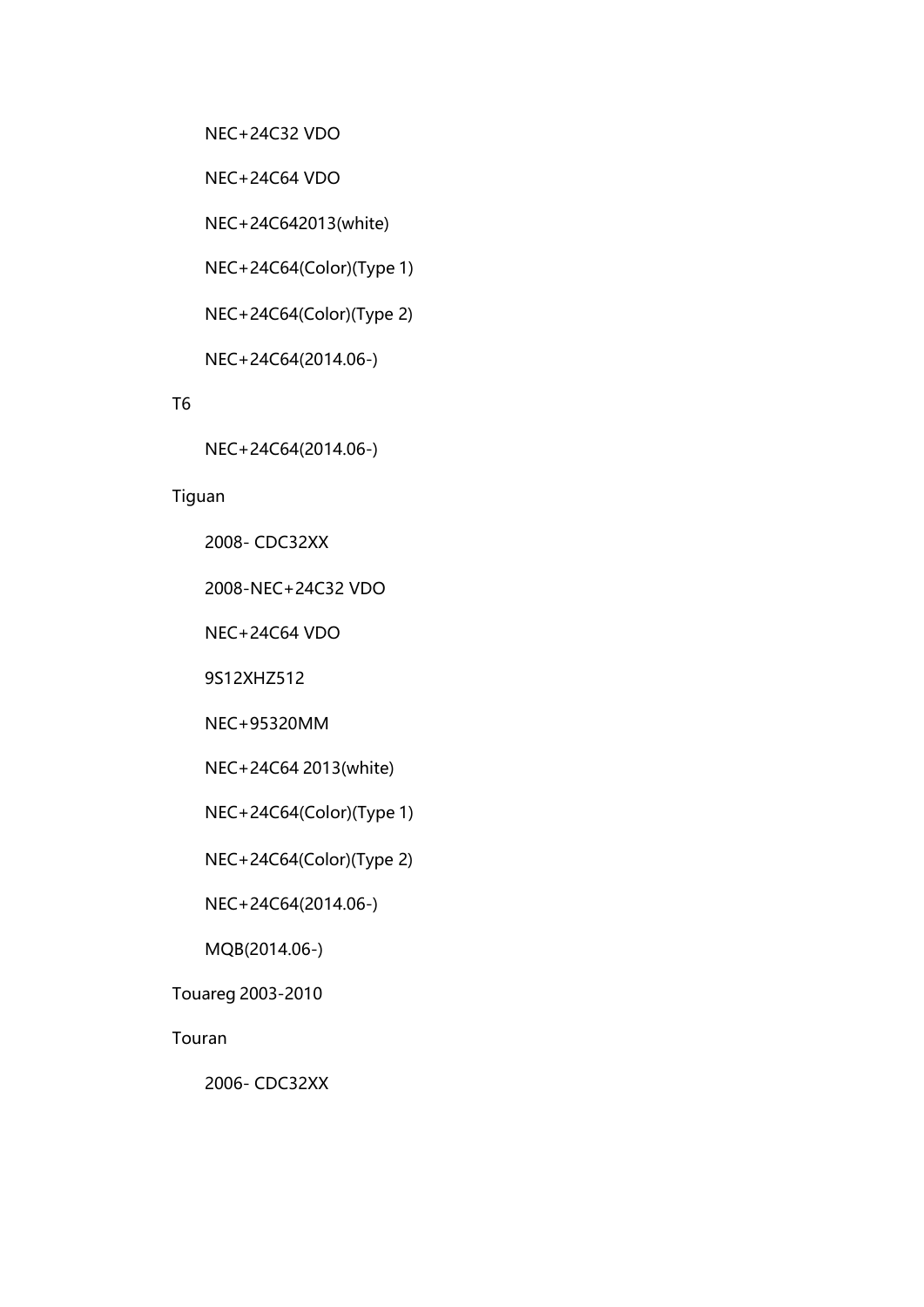- NEC+24C32 VDO
- NEC+24C64 VDO
- NEC+24C642013(white)
- NEC+24C64(Color)(Type 1)
- NEC+24C64(Color)(Type 2)
- NEC+24C64(2014.06-)

T6

- NEC+24C64(2014.06-)

Tiguan

- 2008- CDC32XX
- 2008-NEC+24C32 VDO
- NEC+24C64 VDO
- 9S12XHZ512
- NEC+95320MM
- NEC+24C64 2013(white)
- NEC+24C64(Color)(Type 1)
- NEC+24C64(Color)(Type 2)
- NEC+24C64(2014.06-)
- MQB(2014.06-)

Touareg 2003-2010

Touran

- 2006- CDC32XX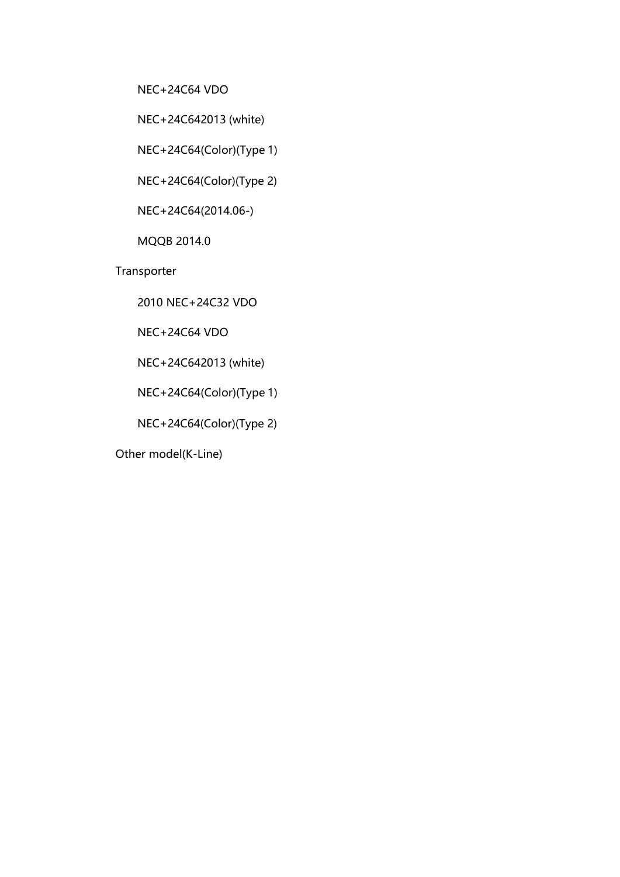- NEC+24C64 VDO
- NEC+24C642013 (white)
- NEC+24C64(Color)(Type 1)
- NEC+24C64(Color)(Type 2)
- NEC+24C64(2014.06-)
- MQQB 2014.0

Transporter

- 2010 NEC+24C32 VDO
- NEC+24C64 VDO
- NEC+24C642013 (white)
- NEC+24C64(Color)(Type 1)
- NEC+24C64(Color)(Type 2)

Other model(K-Line)